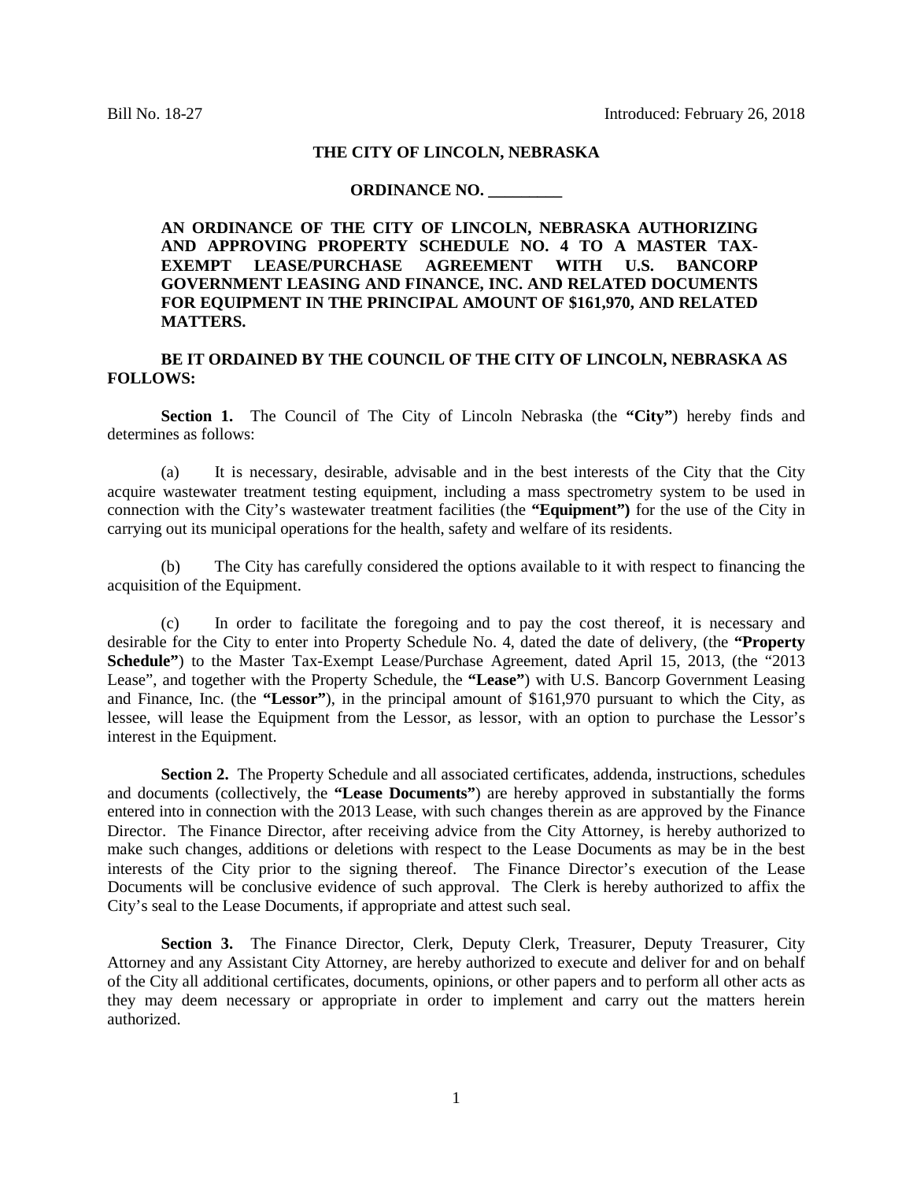Bill No. 18-27 Introduced: February 26, 2018

**THE CITY OF LINCOLN, NEBRASKA**

**ORDINANCE NO. _________**

**AN ORDINANCE OF THE CITY OF LINCOLN, NEBRASKA AUTHORIZING AND APPROVING PROPERTY SCHEDULE NO. 4 TO A MASTER TAX-EXEMPT LEASE/PURCHASE AGREEMENT WITH U.S. BANCORP GOVERNMENT LEASING AND FINANCE, INC. AND RELATED DOCUMENTS FOR EQUIPMENT IN THE PRINCIPAL AMOUNT OF $161,970, AND RELATED MATTERS.**

**BE IT ORDAINED BY THE COUNCIL OF THE CITY OF LINCOLN, NEBRASKA AS FOLLOWS:**

**Section 1.** The Council of The City of Lincoln Nebraska (the **"City"**) hereby finds and determines as follows:

(a) It is necessary, desirable, advisable and in the best interests of the City that the City acquire wastewater treatment testing equipment, including a mass spectrometry system to be used in connection with the City's wastewater treatment facilities (the **"Equipment")** for the use of the City in carrying out its municipal operations for the health, safety and welfare of its residents.

(b) The City has carefully considered the options available to it with respect to financing the acquisition of the Equipment.

(c) In order to facilitate the foregoing and to pay the cost thereof, it is necessary and desirable for the City to enter into Property Schedule No. 4, dated the date of delivery, (the **"Property Schedule"**) to the Master Tax-Exempt Lease/Purchase Agreement, dated April 15, 2013, (the "2013 Lease", and together with the Property Schedule, the **"Lease"**) with U.S. Bancorp Government Leasing and Finance, Inc. (the **"Lessor"**), in the principal amount of $161,970 pursuant to which the City, as lessee, will lease the Equipment from the Lessor, as lessor, with an option to purchase the Lessor's interest in the Equipment.

**Section 2.** The Property Schedule and all associated certificates, addenda, instructions, schedules and documents (collectively, the **"Lease Documents"**) are hereby approved in substantially the forms entered into in connection with the 2013 Lease, with such changes therein as are approved by the Finance Director. The Finance Director, after receiving advice from the City Attorney, is hereby authorized to make such changes, additions or deletions with respect to the Lease Documents as may be in the best interests of the City prior to the signing thereof. The Finance Director's execution of the Lease Documents will be conclusive evidence of such approval. The Clerk is hereby authorized to affix the City's seal to the Lease Documents, if appropriate and attest such seal.

**Section 3.** The Finance Director, Clerk, Deputy Clerk, Treasurer, Deputy Treasurer, City Attorney and any Assistant City Attorney, are hereby authorized to execute and deliver for and on behalf of the City all additional certificates, documents, opinions, or other papers and to perform all other acts as they may deem necessary or appropriate in order to implement and carry out the matters herein authorized.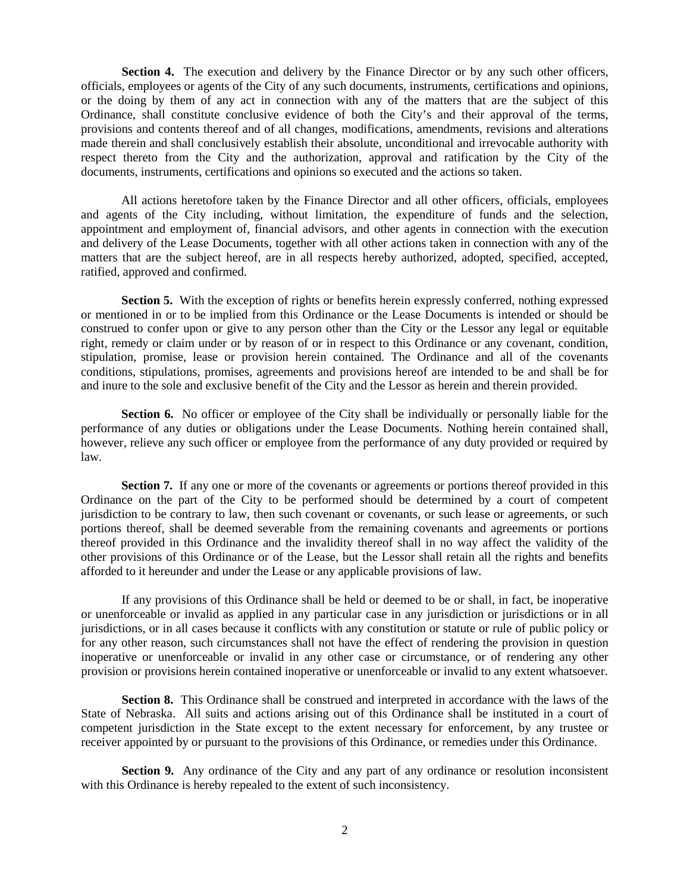**Section 4.** The execution and delivery by the Finance Director or by any such other officers, officials, employees or agents of the City of any such documents, instruments, certifications and opinions, or the doing by them of any act in connection with any of the matters that are the subject of this Ordinance, shall constitute conclusive evidence of both the City's and their approval of the terms, provisions and contents thereof and of all changes, modifications, amendments, revisions and alterations made therein and shall conclusively establish their absolute, unconditional and irrevocable authority with respect thereto from the City and the authorization, approval and ratification by the City of the documents, instruments, certifications and opinions so executed and the actions so taken.

All actions heretofore taken by the Finance Director and all other officers, officials, employees and agents of the City including, without limitation, the expenditure of funds and the selection, appointment and employment of, financial advisors, and other agents in connection with the execution and delivery of the Lease Documents, together with all other actions taken in connection with any of the matters that are the subject hereof, are in all respects hereby authorized, adopted, specified, accepted, ratified, approved and confirmed.

**Section 5.** With the exception of rights or benefits herein expressly conferred, nothing expressed or mentioned in or to be implied from this Ordinance or the Lease Documents is intended or should be construed to confer upon or give to any person other than the City or the Lessor any legal or equitable right, remedy or claim under or by reason of or in respect to this Ordinance or any covenant, condition, stipulation, promise, lease or provision herein contained. The Ordinance and all of the covenants conditions, stipulations, promises, agreements and provisions hereof are intended to be and shall be for and inure to the sole and exclusive benefit of the City and the Lessor as herein and therein provided.

**Section 6.** No officer or employee of the City shall be individually or personally liable for the performance of any duties or obligations under the Lease Documents. Nothing herein contained shall, however, relieve any such officer or employee from the performance of any duty provided or required by law.

**Section 7.** If any one or more of the covenants or agreements or portions thereof provided in this Ordinance on the part of the City to be performed should be determined by a court of competent jurisdiction to be contrary to law, then such covenant or covenants, or such lease or agreements, or such portions thereof, shall be deemed severable from the remaining covenants and agreements or portions thereof provided in this Ordinance and the invalidity thereof shall in no way affect the validity of the other provisions of this Ordinance or of the Lease, but the Lessor shall retain all the rights and benefits afforded to it hereunder and under the Lease or any applicable provisions of law.

If any provisions of this Ordinance shall be held or deemed to be or shall, in fact, be inoperative or unenforceable or invalid as applied in any particular case in any jurisdiction or jurisdictions or in all jurisdictions, or in all cases because it conflicts with any constitution or statute or rule of public policy or for any other reason, such circumstances shall not have the effect of rendering the provision in question inoperative or unenforceable or invalid in any other case or circumstance, or of rendering any other provision or provisions herein contained inoperative or unenforceable or invalid to any extent whatsoever.

**Section 8.** This Ordinance shall be construed and interpreted in accordance with the laws of the State of Nebraska. All suits and actions arising out of this Ordinance shall be instituted in a court of competent jurisdiction in the State except to the extent necessary for enforcement, by any trustee or receiver appointed by or pursuant to the provisions of this Ordinance, or remedies under this Ordinance.

**Section 9.** Any ordinance of the City and any part of any ordinance or resolution inconsistent with this Ordinance is hereby repealed to the extent of such inconsistency.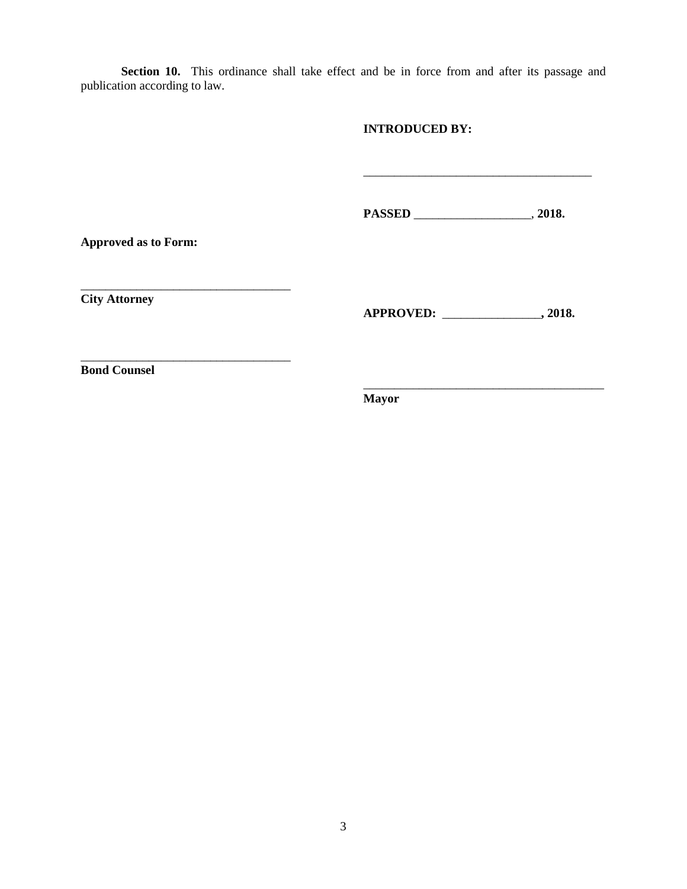**Section 10.** This ordinance shall take effect and be in force from and after its passage and publication according to law.

**INTRODUCED BY:**

\_\_\_\_\_\_\_\_\_\_\_\_\_\_\_\_\_\_\_\_\_\_\_\_\_\_\_\_\_\_\_\_\_\_\_\_\_\_

**PASSED** \_\_\_\_\_\_\_\_\_\_\_\_\_\_\_\_\_\_\_, **2018.**

**Approved as to Form:**

\_\_\_\_\_\_\_\_\_\_\_\_\_\_\_\_\_\_\_\_\_\_\_\_\_\_\_\_\_\_\_\_\_\_\_

**City Attorney**

**APPROVED:** \_\_\_\_\_\_\_\_\_\_\_\_\_\_\_\_**, 2018.**

\_\_\_\_\_\_\_\_\_\_\_\_\_\_\_\_\_\_\_\_\_\_\_\_\_\_\_\_\_\_\_\_\_\_\_

**Bond Counsel**

\_\_\_\_\_\_\_\_\_\_\_\_\_\_\_\_\_\_\_\_\_\_\_\_\_\_\_\_\_\_\_\_\_\_\_\_\_\_\_\_

**Mayor**